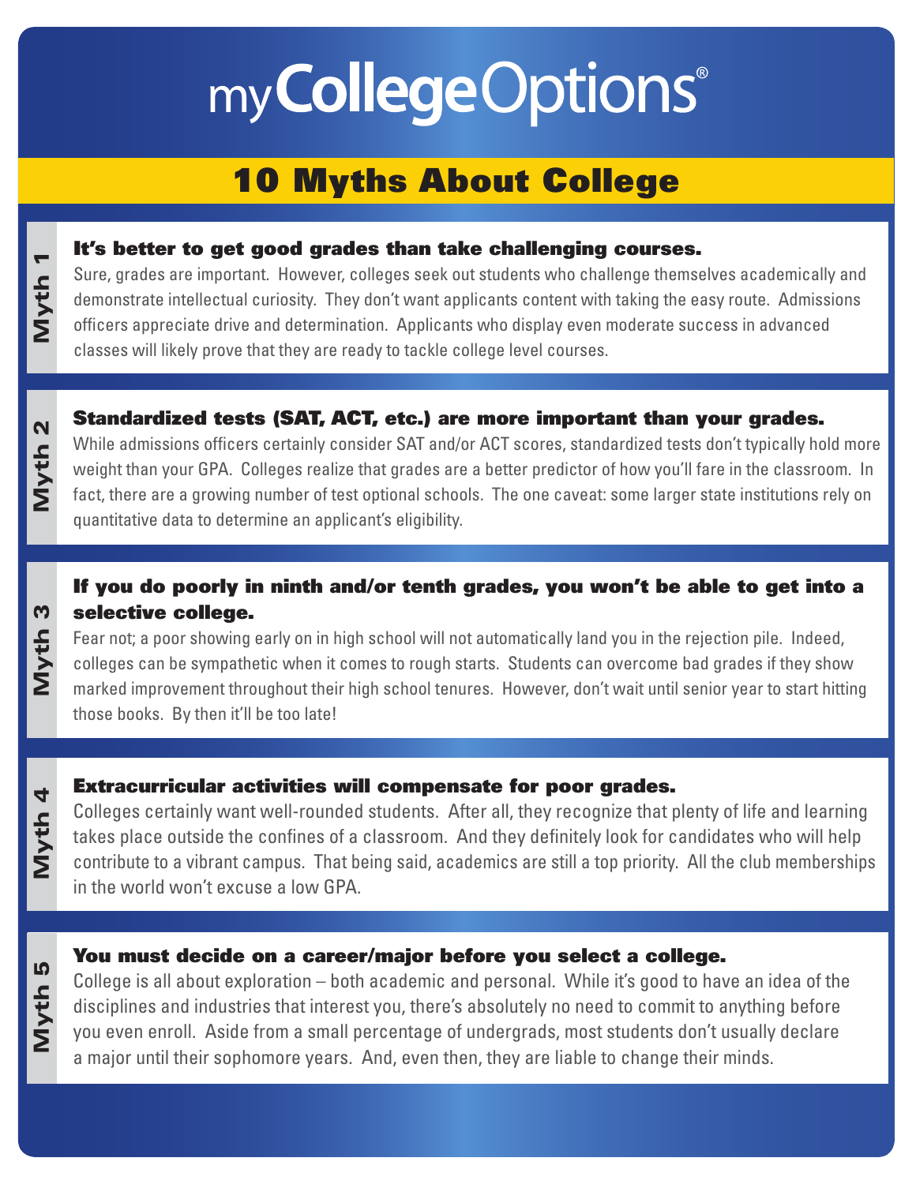# myCollegeOptions®

## 10 Myths About College

### Myth 1

**It's better to get good grades than take challenging courses.**

Sure, grades are important. However, colleges seek out students who challenge themselves academically and demonstrate intellectual curiosity. They don't want applicants content with taking the easy route. Admissions officers appreciate drive and determination. Applicants who display even moderate success in advanced classes will likely prove that they are ready to tackle college level courses.

### Myth 2

**Standardized tests (SAT, ACT, etc.) are more important than your grades.**

While admissions officers certainly consider SAT and/or ACT scores, standardized tests don't typically hold more weight than your GPA. Colleges realize that grades are a better predictor of how you'll fare in the classroom. In fact, there are a growing number of test optional schools. The one caveat: some larger state institutions rely on quantitative data to determine an applicant's eligibility.

### Myth 3

**If you do poorly in ninth and/or tenth grades, you won't be able to get into a selective college.**

Fear not; a poor showing early on in high school will not automatically land you in the rejection pile. Indeed, colleges can be sympathetic when it comes to rough starts. Students can overcome bad grades if they show marked improvement throughout their high school tenures. However, don't wait until senior year to start hitting those books. By then it'll be too late!

### Myth 4

**Extracurricular activities will compensate for poor grades.**

Colleges certainly want well-rounded students. After all, they recognize that plenty of life and learning takes place outside the confines of a classroom. And they definitely look for candidates who will help contribute to a vibrant campus. That being said, academics are still a top priority. All the club memberships in the world won't excuse a low GPA.

### Myth 5

**You must decide on a career/major before you select a college.**

College is all about exploration – both academic and personal. While it's good to have an idea of the disciplines and industries that interest you, there's absolutely no need to commit to anything before you even enroll. Aside from a small percentage of undergrads, most students don't usually declare a major until their sophomore years. And, even then, they are liable to change their minds.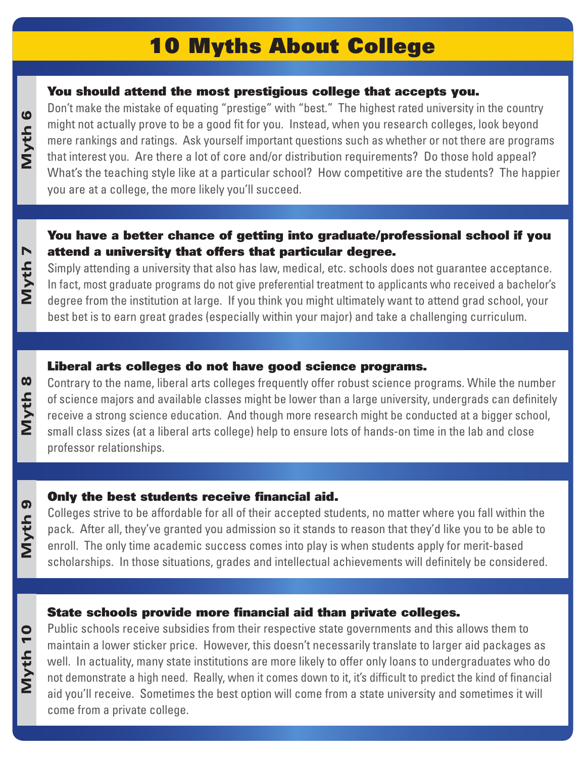# 10 Myths About College

## Myth 6

**You should attend the most prestigious college that accepts you.**

Don't make the mistake of equating "prestige" with "best." The highest rated university in the country might not actually prove to be a good fit for you. Instead, when you research colleges, look beyond mere rankings and ratings. Ask yourself important questions such as whether or not there are programs that interest you. Are there a lot of core and/or distribution requirements? Do those hold appeal? What's the teaching style like at a particular school? How competitive are the students? The happier you are at a college, the more likely you'll succeed.

## Myth 7

**You have a better chance of getting into graduate/professional school if you attend a university that offers that particular degree.**

Simply attending a university that also has law, medical, etc. schools does not guarantee acceptance. In fact, most graduate programs do not give preferential treatment to applicants who received a bachelor's degree from the institution at large. If you think you might ultimately want to attend grad school, your best bet is to earn great grades (especially within your major) and take a challenging curriculum.

## Myth 8

**Liberal arts colleges do not have good science programs.**

Contrary to the name, liberal arts colleges frequently offer robust science programs. While the number of science majors and available classes might be lower than a large university, undergrads can definitely receive a strong science education. And though more research might be conducted at a bigger school, small class sizes (at a liberal arts college) help to ensure lots of hands-on time in the lab and close professor relationships.

## Myth 9

**Only the best students receive financial aid.**

Colleges strive to be affordable for all of their accepted students, no matter where you fall within the pack. After all, they've granted you admission so it stands to reason that they'd like you to be able to enroll. The only time academic success comes into play is when students apply for merit-based scholarships. In those situations, grades and intellectual achievements will definitely be considered.

## Myth 10

**State schools provide more financial aid than private colleges.**

Public schools receive subsidies from their respective state governments and this allows them to maintain a lower sticker price. However, this doesn't necessarily translate to larger aid packages as well. In actuality, many state institutions are more likely to offer only loans to undergraduates who do not demonstrate a high need. Really, when it comes down to it, it's difficult to predict the kind of financial aid you'll receive. Sometimes the best option will come from a state university and sometimes it will come from a private college.